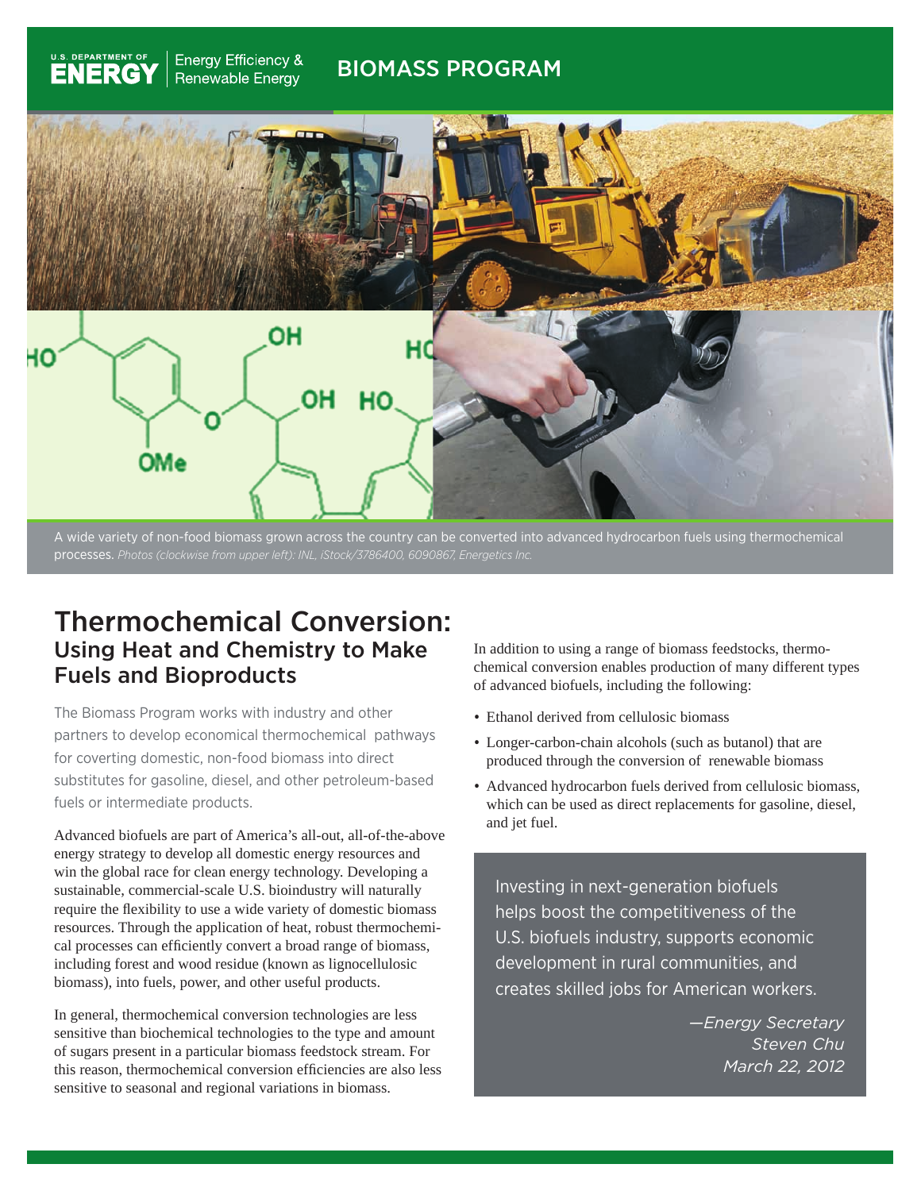U.S. DEPARTMENT OF ENERGY | Energy Efficiency & Renewable Energy

BIOMASS PROGRAM

A wide variety of non-food biomass grown across the country can be converted into advanced hydrocarbon fuels using thermochemical processes. *Photos (clockwise from upper left): INL, iStock/3786400, 6090867, Energetics Inc.*

# Thermochemical Conversion:
## Using Heat and Chemistry to Make Fuels and Bioproducts

The Biomass Program works with industry and other partners to develop economical thermochemical pathways for coverting domestic, non-food biomass into direct substitutes for gasoline, diesel, and other petroleum-based fuels or intermediate products.

Advanced biofuels are part of America's all-out, all-of-the-above energy strategy to develop all domestic energy resources and win the global race for clean energy technology. Developing a sustainable, commercial-scale U.S. bioindustry will naturally require the flexibility to use a wide variety of domestic biomass resources. Through the application of heat, robust thermochemical processes can efficiently convert a broad range of biomass, including forest and wood residue (known as lignocellulosic biomass), into fuels, power, and other useful products.

In general, thermochemical conversion technologies are less sensitive than biochemical technologies to the type and amount of sugars present in a particular biomass feedstock stream. For this reason, thermochemical conversion efficiencies are also less sensitive to seasonal and regional variations in biomass.

In addition to using a range of biomass feedstocks, thermochemical conversion enables production of many different types of advanced biofuels, including the following:

- Ethanol derived from cellulosic biomass
- Longer-carbon-chain alcohols (such as butanol) that are produced through the conversion of renewable biomass
- Advanced hydrocarbon fuels derived from cellulosic biomass, which can be used as direct replacements for gasoline, diesel, and jet fuel.

> Investing in next-generation biofuels helps boost the competitiveness of the U.S. biofuels industry, supports economic development in rural communities, and creates skilled jobs for American workers.
>
> *—Energy Secretary Steven Chu March 22, 2012*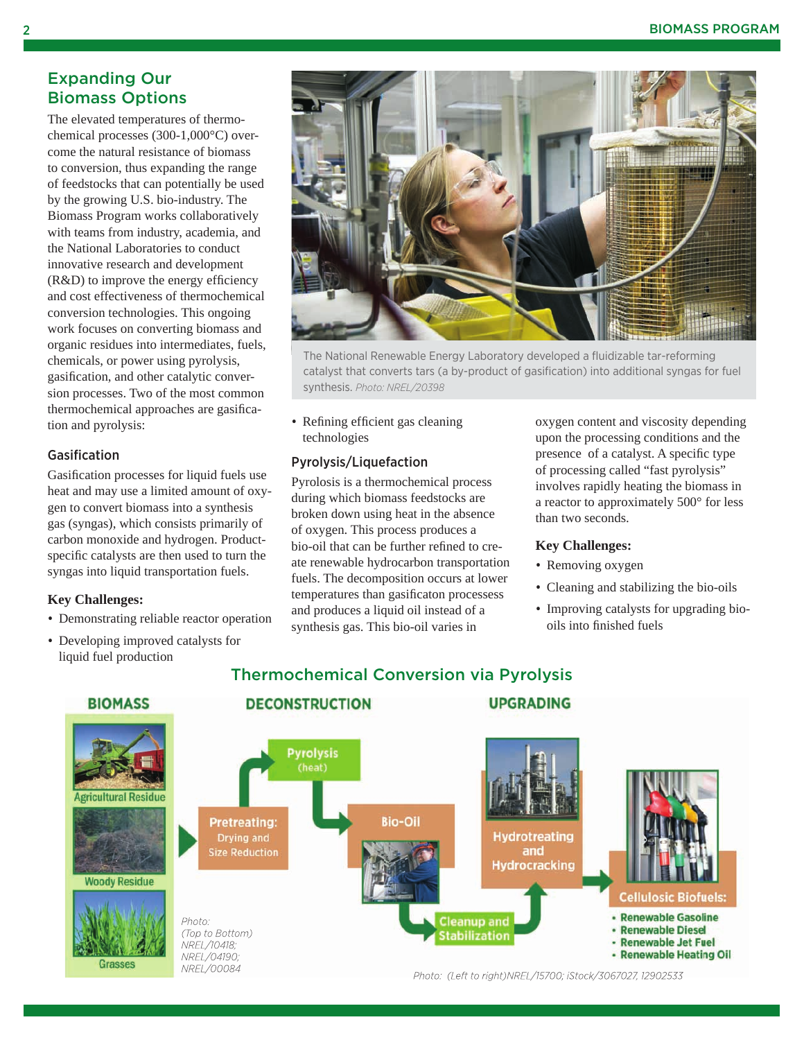## Expanding Our Biomass Options

The elevated temperatures of thermochemical processes (300-1,000°C) overcome the natural resistance of biomass to conversion, thus expanding the range of feedstocks that can potentially be used by the growing U.S. bio-industry. The Biomass Program works collaboratively with teams from industry, academia, and the National Laboratories to conduct innovative research and development (R&D) to improve the energy efficiency and cost effectiveness of thermochemical conversion technologies. This ongoing work focuses on converting biomass and organic residues into intermediates, fuels, chemicals, or power using pyrolysis, gasification, and other catalytic conversion processes. Two of the most common thermochemical approaches are gasification and pyrolysis:

### Gasification

Gasification processes for liquid fuels use heat and may use a limited amount of oxygen to convert biomass into a synthesis gas (syngas), which consists primarily of carbon monoxide and hydrogen. Product-specific catalysts are then used to turn the syngas into liquid transportation fuels.

**Key Challenges:**

- Demonstrating reliable reactor operation
- Developing improved catalysts for liquid fuel production
- Refining efficient gas cleaning technologies

The National Renewable Energy Laboratory developed a fluidizable tar-reforming catalyst that converts tars (a by-product of gasification) into additional syngas for fuel synthesis. *Photo: NREL/20398*

### Pyrolysis/Liquefaction

Pyrolosis is a thermochemical process during which biomass feedstocks are broken down using heat in the absence of oxygen. This process produces a bio-oil that can be further refined to create renewable hydrocarbon transportation fuels. The decomposition occurs at lower temperatures than gasificaton processess and produces a liquid oil instead of a synthesis gas. This bio-oil varies in oxygen content and viscosity depending upon the processing conditions and the presence of a catalyst. A specific type of processing called "fast pyrolysis" involves rapidly heating the biomass in a reactor to approximately 500° for less than two seconds.

**Key Challenges:**

- Removing oxygen
- Cleaning and stabilizing the bio-oils
- Improving catalysts for upgrading bio-oils into finished fuels

## Thermochemical Conversion via Pyrolysis

**BIOMASS** — Agricultural Residue; Woody Residue; Grasses

*Photo: (Top to Bottom) NREL/10418; NREL/04190; NREL/00084*

**DECONSTRUCTION** — Pretreating: Drying and Size Reduction → Pyrolysis (heat) → Bio-Oil → Cleanup and Stabilization

**UPGRADING** — Hydrotreating and Hydrocracking → Cellulosic Biofuels:

- Renewable Gasoline
- Renewable Diesel
- Renewable Jet Fuel
- Renewable Heating Oil

*Photo: (Left to right)NREL/15700; iStock/3067027, 12902533*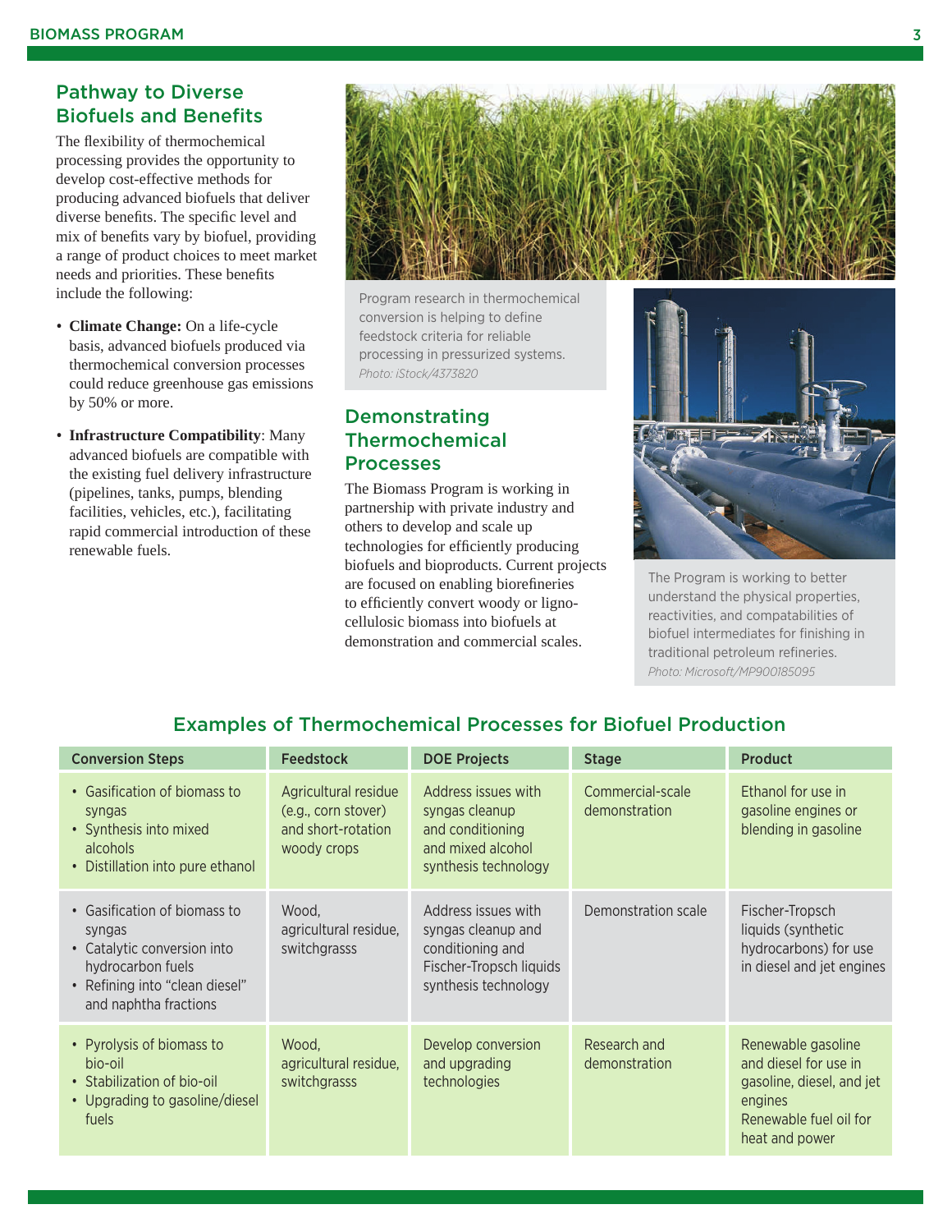## Pathway to Diverse Biofuels and Benefits

The flexibility of thermochemical processing provides the opportunity to develop cost-effective methods for producing advanced biofuels that deliver diverse benefits. The specific level and mix of benefits vary by biofuel, providing a range of product choices to meet market needs and priorities. These benefits include the following:

- **Climate Change:** On a life-cycle basis, advanced biofuels produced via thermochemical conversion processes could reduce greenhouse gas emissions by 50% or more.
- **Infrastructure Compatibility**: Many advanced biofuels are compatible with the existing fuel delivery infrastructure (pipelines, tanks, pumps, blending facilities, vehicles, etc.), facilitating rapid commercial introduction of these renewable fuels.

Program research in thermochemical conversion is helping to define feedstock criteria for reliable processing in pressurized systems. *Photo: iStock/4373820*

## Demonstrating Thermochemical Processes

The Biomass Program is working in partnership with private industry and others to develop and scale up technologies for efficiently producing biofuels and bioproducts. Current projects are focused on enabling biorefineries to efficiently convert woody or ligno-cellulosic biomass into biofuels at demonstration and commercial scales.

The Program is working to better understand the physical properties, reactivities, and compatabilities of biofuel intermediates for finishing in traditional petroleum refineries. *Photo: Microsoft/MP900185095*

### Examples of Thermochemical Processes for Biofuel Production

| Conversion Steps | Feedstock | DOE Projects | Stage | Product |
|---|---|---|---|---|
| • Gasification of biomass to syngas<br>• Synthesis into mixed alcohols<br>• Distillation into pure ethanol | Agricultural residue (e.g., corn stover) and short-rotation woody crops | Address issues with syngas cleanup and conditioning and mixed alcohol synthesis technology | Commercial-scale demonstration | Ethanol for use in gasoline engines or blending in gasoline |
| • Gasification of biomass to syngas<br>• Catalytic conversion into hydrocarbon fuels<br>• Refining into "clean diesel" and naphtha fractions | Wood, agricultural residue, switchgrasss | Address issues with syngas cleanup and conditioning and Fischer-Tropsch liquids synthesis technology | Demonstration scale | Fischer-Tropsch liquids (synthetic hydrocarbons) for use in diesel and jet engines |
| • Pyrolysis of biomass to bio-oil<br>• Stabilization of bio-oil<br>• Upgrading to gasoline/diesel fuels | Wood, agricultural residue, switchgrasss | Develop conversion and upgrading technologies | Research and demonstration | Renewable gasoline and diesel for use in gasoline, diesel, and jet engines<br>Renewable fuel oil for heat and power |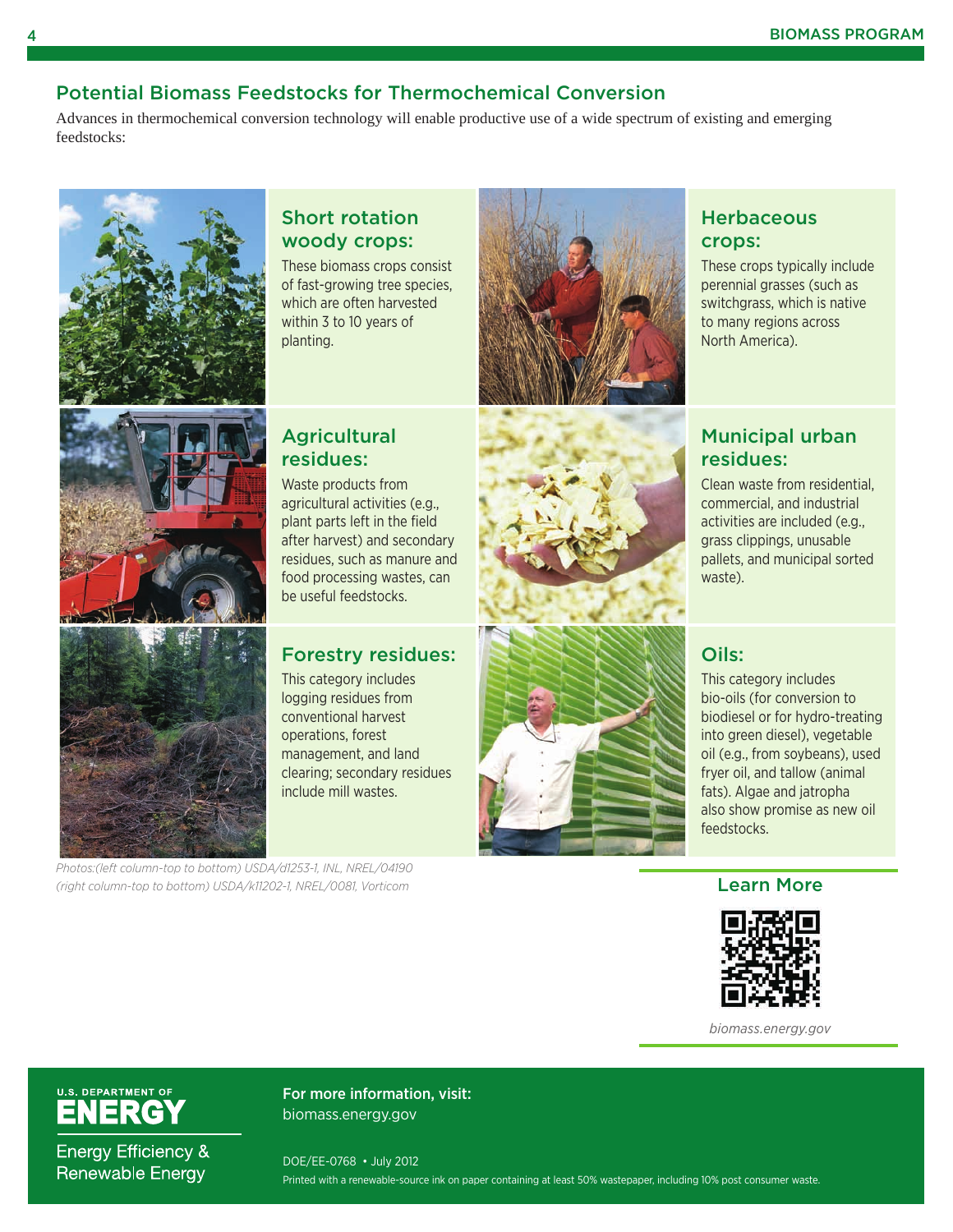## Potential Biomass Feedstocks for Thermochemical Conversion

Advances in thermochemical conversion technology will enable productive use of a wide spectrum of existing and emerging feedstocks:

### Short rotation woody crops:

These biomass crops consist of fast-growing tree species, which are often harvested within 3 to 10 years of planting.

### Herbaceous crops:

These crops typically include perennial grasses (such as switchgrass, which is native to many regions across North America).

### Agricultural residues:

Waste products from agricultural activities (e.g., plant parts left in the field after harvest) and secondary residues, such as manure and food processing wastes, can be useful feedstocks.

### Municipal urban residues:

Clean waste from residential, commercial, and industrial activities are included (e.g., grass clippings, unusable pallets, and municipal sorted waste).

### Forestry residues:

This category includes logging residues from conventional harvest operations, forest management, and land clearing; secondary residues include mill wastes.

### Oils:

This category includes bio-oils (for conversion to biodiesel or for hydro-treating into green diesel), vegetable oil (e.g., from soybeans), used fryer oil, and tallow (animal fats). Algae and jatropha also show promise as new oil feedstocks.

*Photos:(left column-top to bottom) USDA/d1253-1, INL, NREL/04190 (right column-top to bottom) USDA/k11202-1, NREL/0081, Vorticom*

### Learn More

*biomass.energy.gov*

U.S. DEPARTMENT OF ENERGY

Energy Efficiency & Renewable Energy

**For more information, visit:**
biomass.energy.gov

DOE/EE-0768 • July 2012

Printed with a renewable-source ink on paper containing at least 50% wastepaper, including 10% post consumer waste.